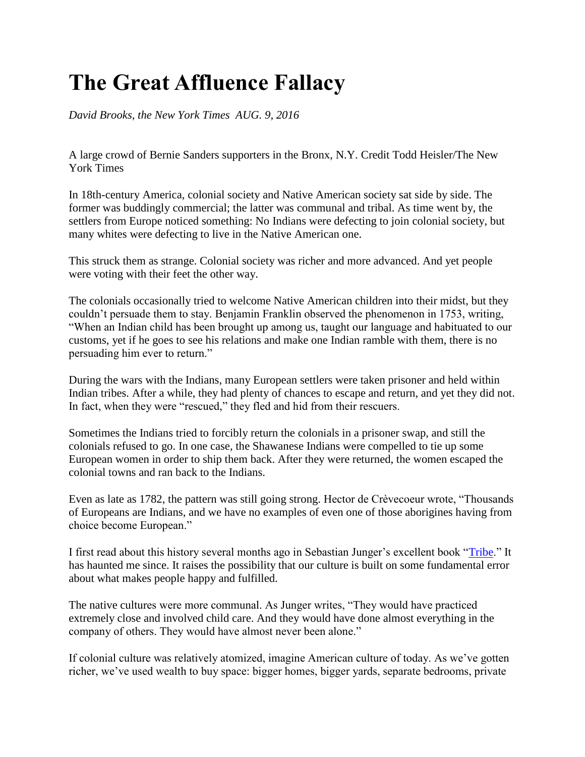# The Great Affluence Fallacy

*David Brooks, the New York Times AUG. 9, 2016*

A large crowd of Bernie Sanders supporters in the Bronx, N.Y. Credit Todd Heisler/The New York Times

In 18th-century America, colonial society and Native American society sat side by side. The former was buddingly commercial; the latter was communal and tribal. As time went by, the settlers from Europe noticed something: No Indians were defecting to join colonial society, but many whites were defecting to live in the Native American one.

This struck them as strange. Colonial society was richer and more advanced. And yet people were voting with their feet the other way.

The colonials occasionally tried to welcome Native American children into their midst, but they couldn't persuade them to stay. Benjamin Franklin observed the phenomenon in 1753, writing, "When an Indian child has been brought up among us, taught our language and habituated to our customs, yet if he goes to see his relations and make one Indian ramble with them, there is no persuading him ever to return."

During the wars with the Indians, many European settlers were taken prisoner and held within Indian tribes. After a while, they had plenty of chances to escape and return, and yet they did not. In fact, when they were "rescued," they fled and hid from their rescuers.

Sometimes the Indians tried to forcibly return the colonials in a prisoner swap, and still the colonials refused to go. In one case, the Shawanese Indians were compelled to tie up some European women in order to ship them back. After they were returned, the women escaped the colonial towns and ran back to the Indians.

Even as late as 1782, the pattern was still going strong. Hector de Crèvecoeur wrote, "Thousands of Europeans are Indians, and we have no examples of even one of those aborigines having from choice become European."

I first read about this history several months ago in Sebastian Junger's excellent book "[Tribe]." It has haunted me since. It raises the possibility that our culture is built on some fundamental error about what makes people happy and fulfilled.

The native cultures were more communal. As Junger writes, "They would have practiced extremely close and involved child care. And they would have done almost everything in the company of others. They would have almost never been alone."

If colonial culture was relatively atomized, imagine American culture of today. As we've gotten richer, we've used wealth to buy space: bigger homes, bigger yards, separate bedrooms, private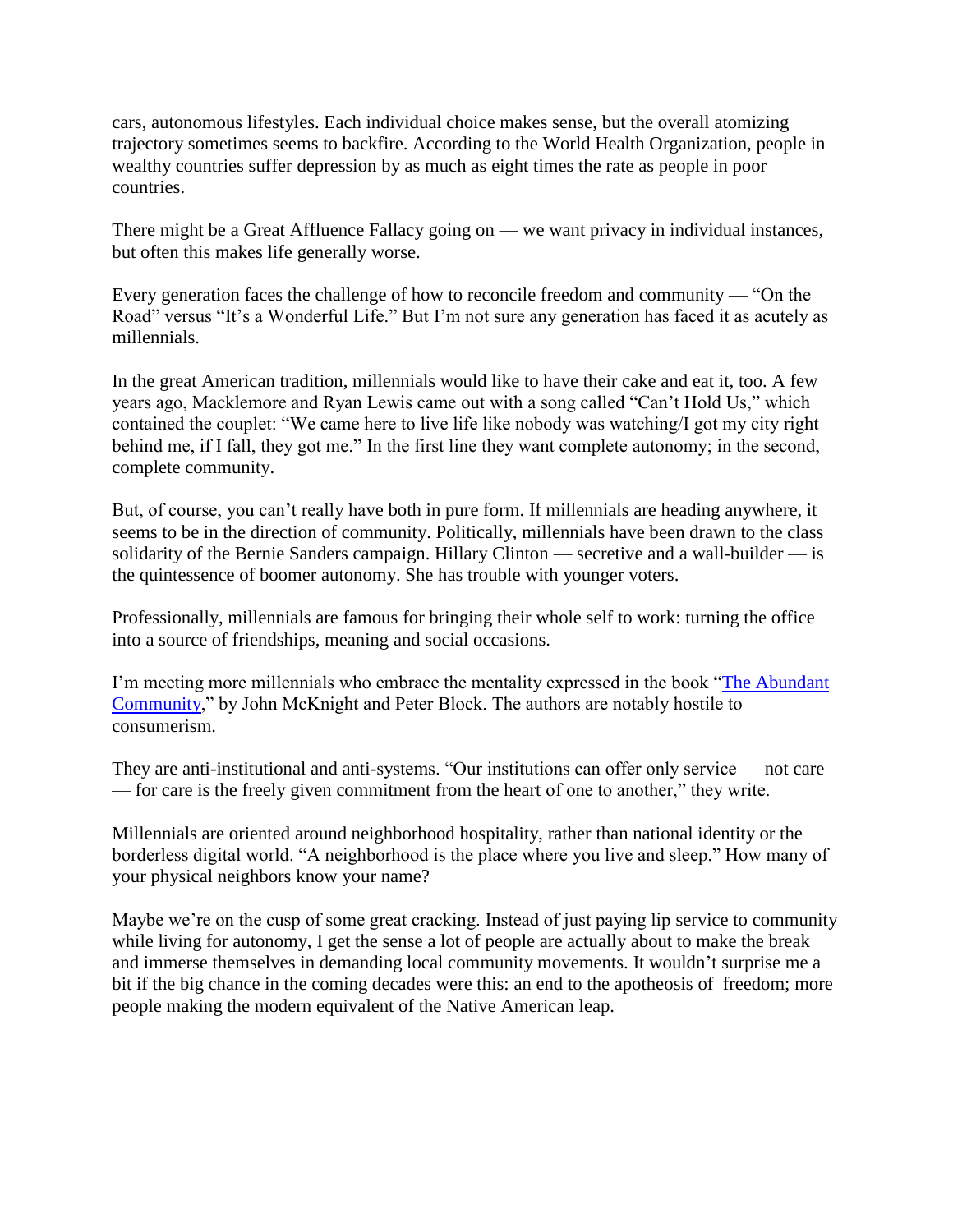cars, autonomous lifestyles. Each individual choice makes sense, but the overall atomizing trajectory sometimes seems to backfire. According to the World Health Organization, people in wealthy countries suffer depression by as much as eight times the rate as people in poor countries.

There might be a Great Affluence Fallacy going on — we want privacy in individual instances, but often this makes life generally worse.

Every generation faces the challenge of how to reconcile freedom and community — "On the Road" versus "It's a Wonderful Life." But I'm not sure any generation has faced it as acutely as millennials.

In the great American tradition, millennials would like to have their cake and eat it, too. A few years ago, Macklemore and Ryan Lewis came out with a song called "Can't Hold Us," which contained the couplet: "We came here to live life like nobody was watching/I got my city right behind me, if I fall, they got me." In the first line they want complete autonomy; in the second, complete community.

But, of course, you can't really have both in pure form. If millennials are heading anywhere, it seems to be in the direction of community. Politically, millennials have been drawn to the class solidarity of the Bernie Sanders campaign. Hillary Clinton — secretive and a wall-builder — is the quintessence of boomer autonomy. She has trouble with younger voters.

Professionally, millennials are famous for bringing their whole self to work: turning the office into a source of friendships, meaning and social occasions.

I'm meeting more millennials who embrace the mentality expressed in the book "[The Abundant Community](The Abundant Community)," by John McKnight and Peter Block. The authors are notably hostile to consumerism.

They are anti-institutional and anti-systems. "Our institutions can offer only service — not care — for care is the freely given commitment from the heart of one to another," they write.

Millennials are oriented around neighborhood hospitality, rather than national identity or the borderless digital world. "A neighborhood is the place where you live and sleep." How many of your physical neighbors know your name?

Maybe we're on the cusp of some great cracking. Instead of just paying lip service to community while living for autonomy, I get the sense a lot of people are actually about to make the break and immerse themselves in demanding local community movements. It wouldn't surprise me a bit if the big chance in the coming decades were this: an end to the apotheosis of freedom; more people making the modern equivalent of the Native American leap.